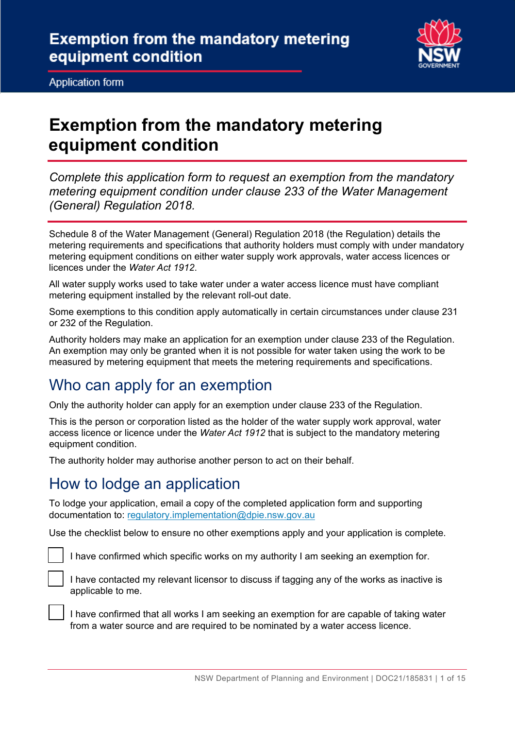# Exemption from the mandatory metering equipment condition

*Complete this application form to request an exemption from the mandatory metering equipment condition under clause 233 of the Water Management (General) Regulation 2018.*

Schedule 8 of the Water Management (General) Regulation 2018 (the Regulation) details the metering requirements and specifications that authority holders must comply with under mandatory metering equipment conditions on either water supply work approvals, water access licences or licences under the *Water Act 1912*.

All water supply works used to take water under a water access licence must have compliant metering equipment installed by the relevant roll-out date.

Some exemptions to this condition apply automatically in certain circumstances under clause 231 or 232 of the Regulation.

Authority holders may make an application for an exemption under clause 233 of the Regulation. An exemption may only be granted when it is not possible for water taken using the work to be measured by metering equipment that meets the metering requirements and specifications.

## Who can apply for an exemption

Only the authority holder can apply for an exemption under clause 233 of the Regulation.

This is the person or corporation listed as the holder of the water supply work approval, water access licence or licence under the *Water Act 1912* that is subject to the mandatory metering equipment condition.

The authority holder may authorise another person to act on their behalf.

## How to lodge an application

To lodge your application, email a copy of the completed application form and supporting documentation to: regulatory.implementation@dpie.nsw.gov.au

Use the checklist below to ensure no other exemptions apply and your application is complete.

- ☐ I have confirmed which specific works on my authority I am seeking an exemption for.
- ☐ I have contacted my relevant licensor to discuss if tagging any of the works as inactive is applicable to me.
- ☐ I have confirmed that all works I am seeking an exemption for are capable of taking water from a water source and are required to be nominated by a water access licence.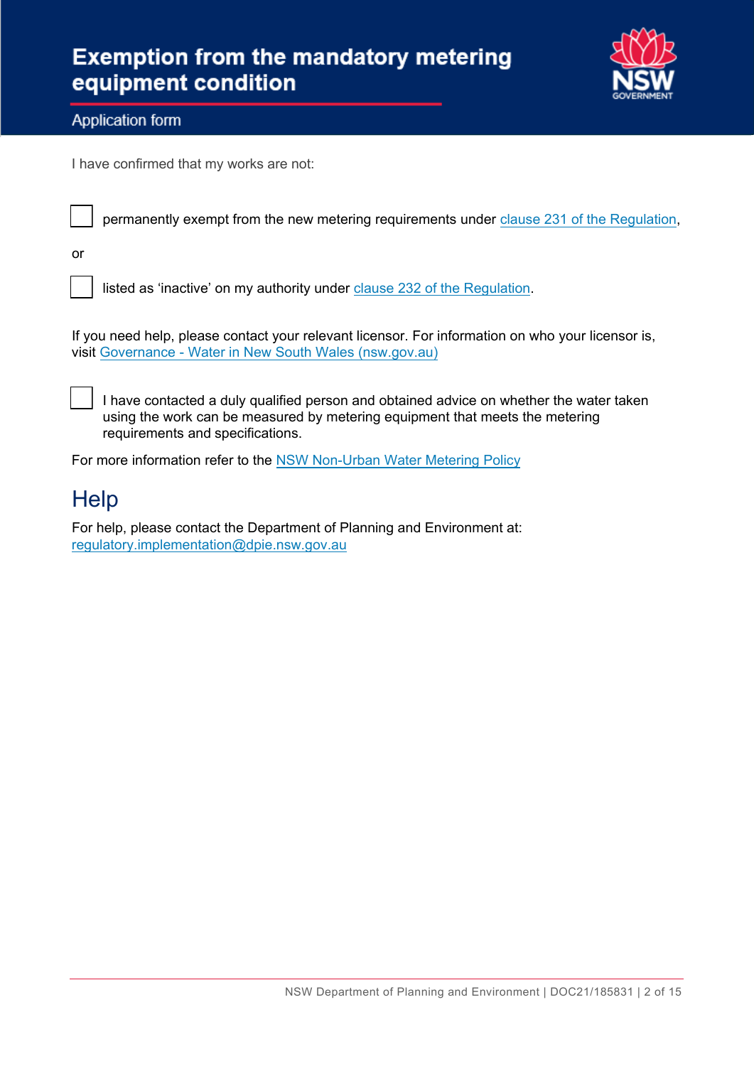I have confirmed that my works are not:

- [ ] permanently exempt from the new metering requirements under clause 231 of the Regulation,

or

- [ ] listed as 'inactive' on my authority under clause 232 of the Regulation.

If you need help, please contact your relevant licensor. For information on who your licensor is, visit Governance - Water in New South Wales (nsw.gov.au)

- [ ] I have contacted a duly qualified person and obtained advice on whether the water taken using the work can be measured by metering equipment that meets the metering requirements and specifications.

For more information refer to the NSW Non-Urban Water Metering Policy

# Help

For help, please contact the Department of Planning and Environment at:
regulatory.implementation@dpie.nsw.gov.au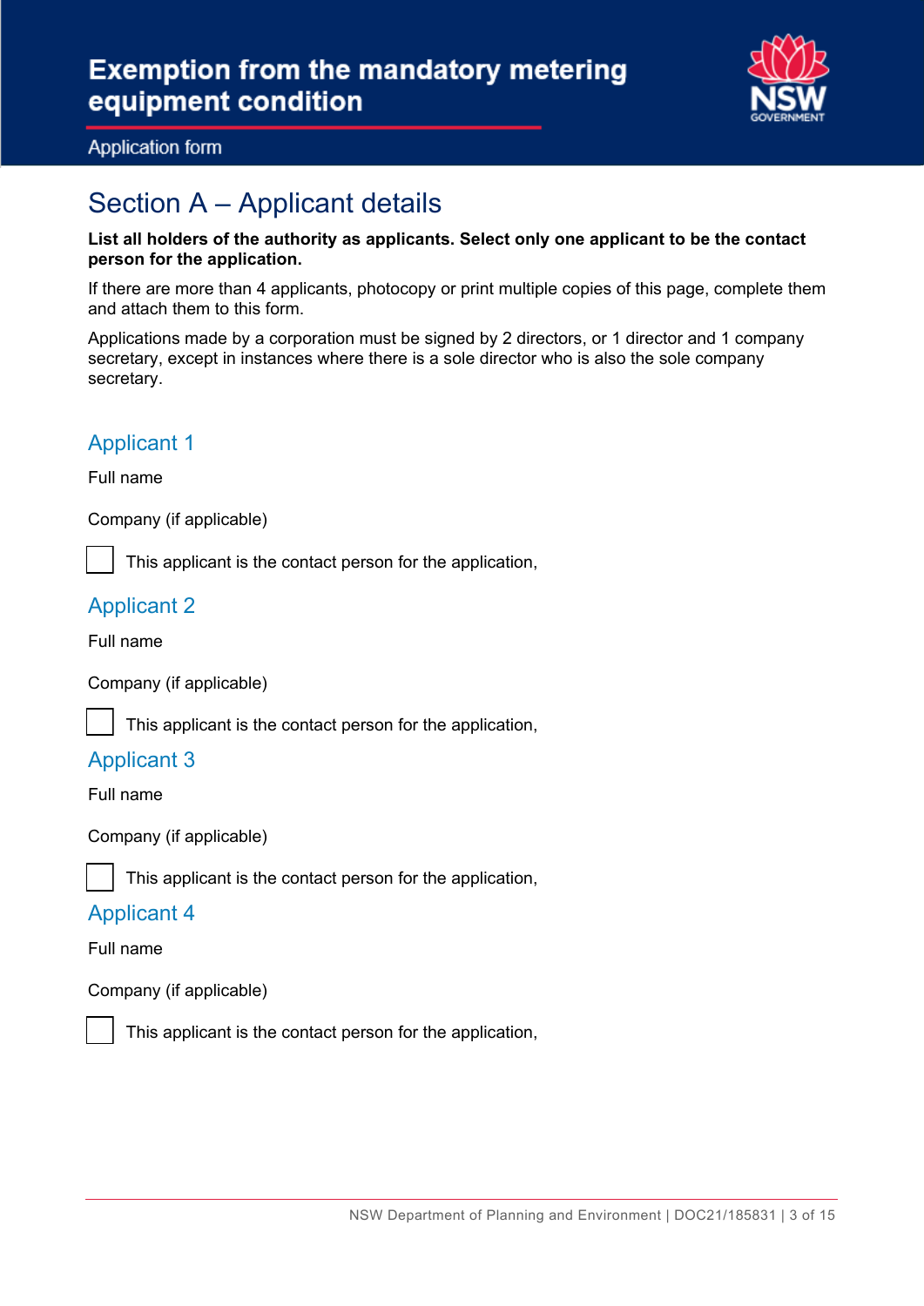# Exemption from the mandatory metering equipment condition

Application form

## Section A – Applicant details

**List all holders of the authority as applicants. Select only one applicant to be the contact person for the application.**

If there are more than 4 applicants, photocopy or print multiple copies of this page, complete them and attach them to this form.

Applications made by a corporation must be signed by 2 directors, or 1 director and 1 company secretary, except in instances where there is a sole director who is also the sole company secretary.

### Applicant 1

Full name

Company (if applicable)

☐ This applicant is the contact person for the application,

### Applicant 2

Full name

Company (if applicable)

☐ This applicant is the contact person for the application,

### Applicant 3

Full name

Company (if applicable)

☐ This applicant is the contact person for the application,

### Applicant 4

Full name

Company (if applicable)

☐ This applicant is the contact person for the application,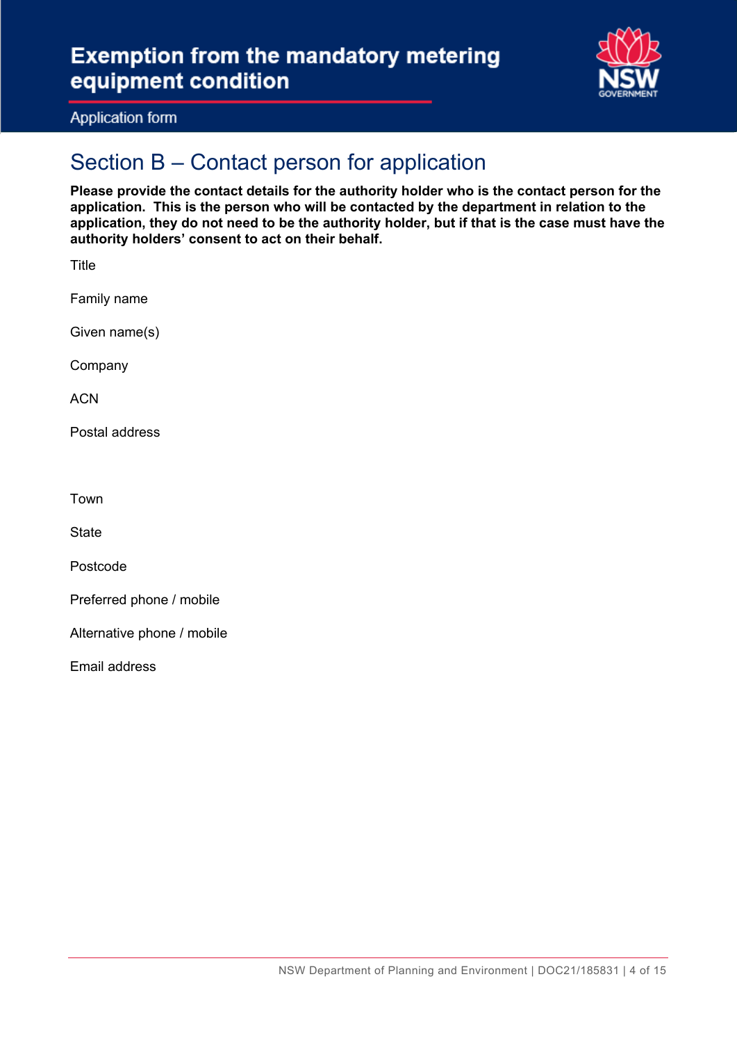## Section B – Contact person for application

**Please provide the contact details for the authority holder who is the contact person for the application. This is the person who will be contacted by the department in relation to the application, they do not need to be the authority holder, but if that is the case must have the authority holders' consent to act on their behalf.**

Title

Family name

Given name(s)

Company

ACN

Postal address

Town

State

Postcode

Preferred phone / mobile

Alternative phone / mobile

Email address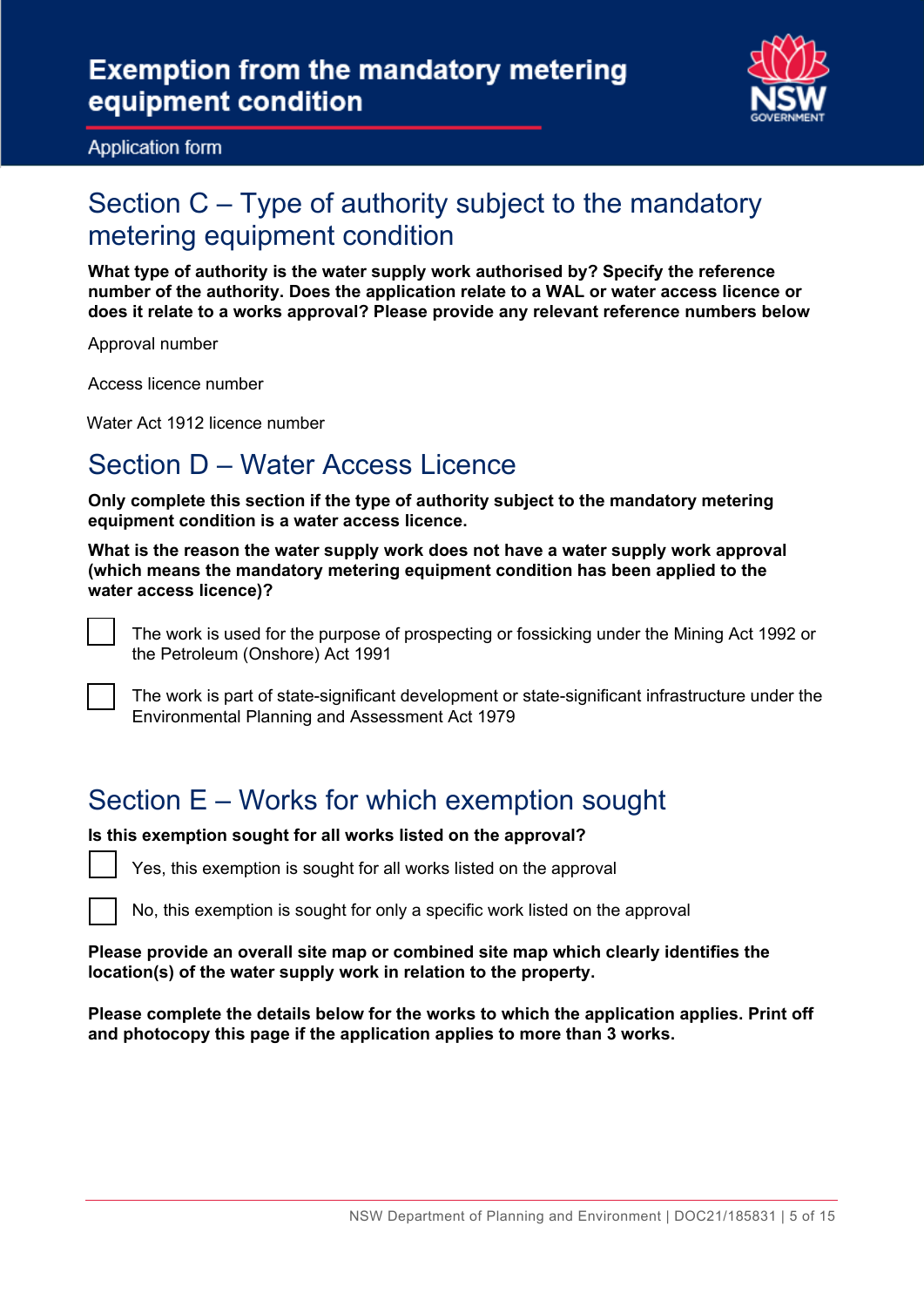## Section C – Type of authority subject to the mandatory metering equipment condition

**What type of authority is the water supply work authorised by? Specify the reference number of the authority. Does the application relate to a WAL or water access licence or does it relate to a works approval? Please provide any relevant reference numbers below**

Approval number

Access licence number

Water Act 1912 licence number

## Section D – Water Access Licence

**Only complete this section if the type of authority subject to the mandatory metering equipment condition is a water access licence.**

**What is the reason the water supply work does not have a water supply work approval (which means the mandatory metering equipment condition has been applied to the water access licence)?**

- ☐ The work is used for the purpose of prospecting or fossicking under the Mining Act 1992 or the Petroleum (Onshore) Act 1991
- ☐ The work is part of state-significant development or state-significant infrastructure under the Environmental Planning and Assessment Act 1979

## Section E – Works for which exemption sought

**Is this exemption sought for all works listed on the approval?**

- ☐ Yes, this exemption is sought for all works listed on the approval
- ☐ No, this exemption is sought for only a specific work listed on the approval

**Please provide an overall site map or combined site map which clearly identifies the location(s) of the water supply work in relation to the property.**

**Please complete the details below for the works to which the application applies. Print off and photocopy this page if the application applies to more than 3 works.**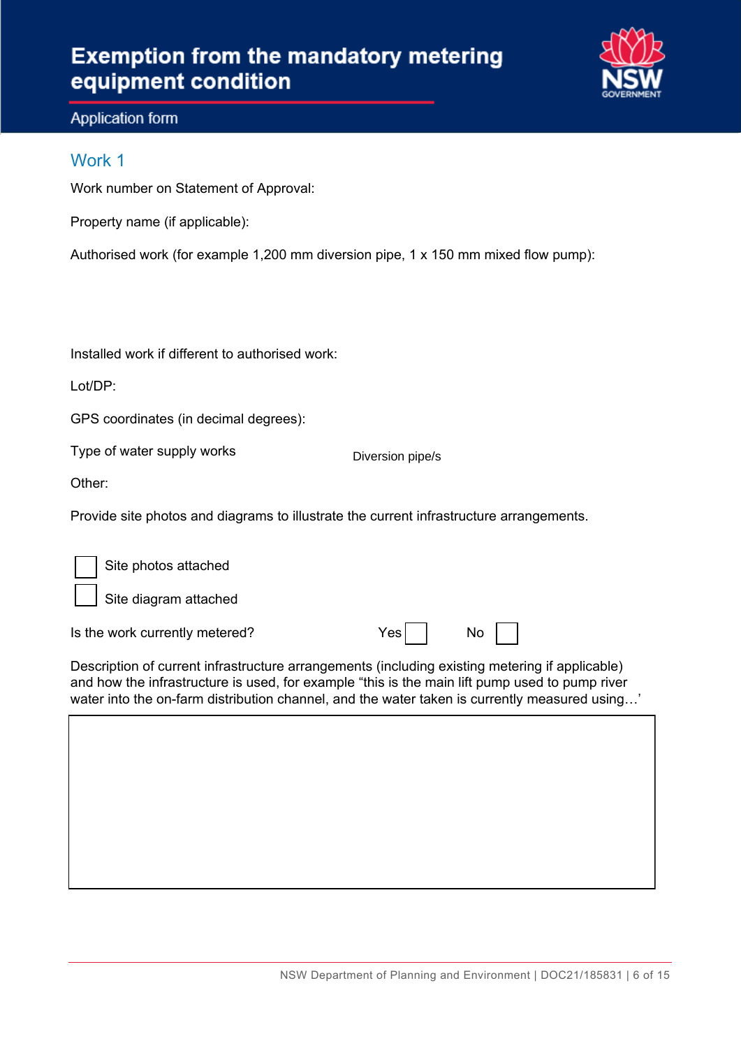# Exemption from the mandatory metering equipment condition

Application form

## Work 1

Work number on Statement of Approval:

Property name (if applicable):

Authorised work (for example 1,200 mm diversion pipe, 1 x 150 mm mixed flow pump):

Installed work if different to authorised work:

Lot/DP:

GPS coordinates (in decimal degrees):

Type of water supply works Diversion pipe/s

Other:

Provide site photos and diagrams to illustrate the current infrastructure arrangements.

☐ Site photos attached

☐ Site diagram attached

Is the work currently metered? Yes ☐ No ☐

Description of current infrastructure arrangements (including existing metering if applicable) and how the infrastructure is used, for example "this is the main lift pump used to pump river water into the on-farm distribution channel, and the water taken is currently measured using…'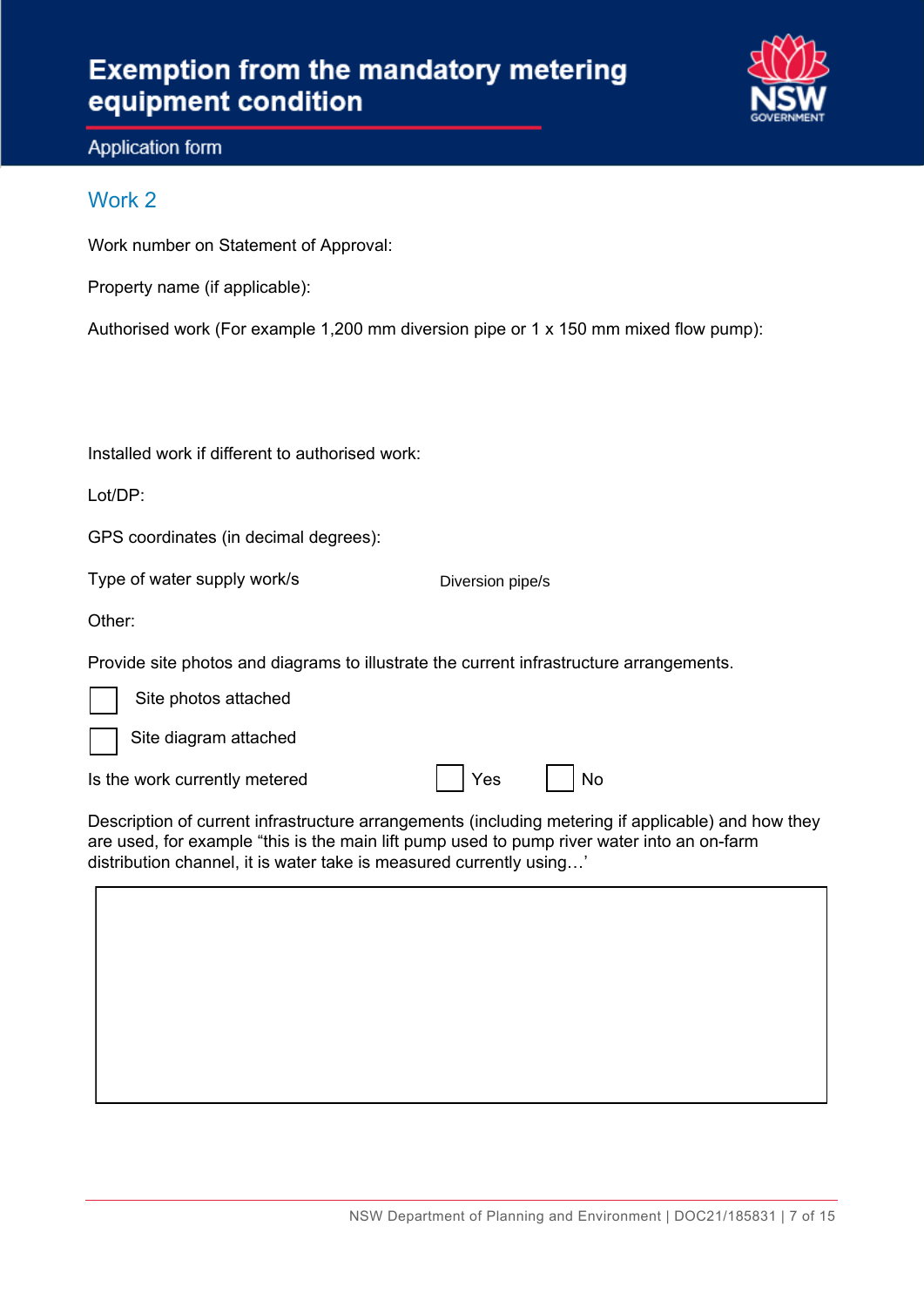# Exemption from the mandatory metering equipment condition

Application form

## Work 2

Work number on Statement of Approval:

Property name (if applicable):

Authorised work (For example 1,200 mm diversion pipe or 1 x 150 mm mixed flow pump):

Installed work if different to authorised work:

Lot/DP:

GPS coordinates (in decimal degrees):

Type of water supply work/s    Diversion pipe/s

Other:

Provide site photos and diagrams to illustrate the current infrastructure arrangements.

- ☐ Site photos attached
- ☐ Site diagram attached

Is the work currently metered    ☐ Yes    ☐ No

Description of current infrastructure arrangements (including metering if applicable) and how they are used, for example "this is the main lift pump used to pump river water into an on-farm distribution channel, it is water take is measured currently using…'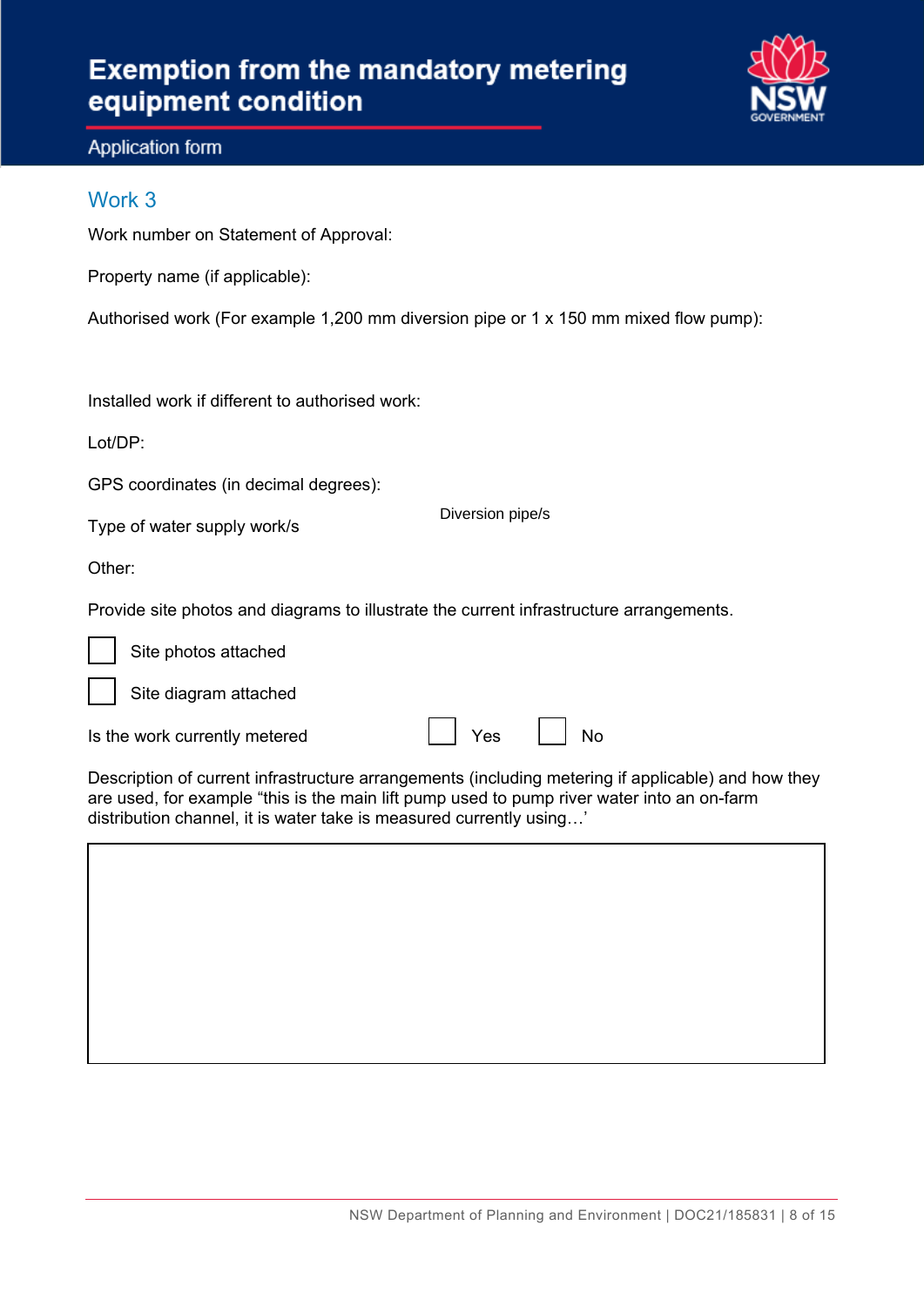# Exemption from the mandatory metering equipment condition

Application form

## Work 3

Work number on Statement of Approval:

Property name (if applicable):

Authorised work (For example 1,200 mm diversion pipe or 1 x 150 mm mixed flow pump):

Installed work if different to authorised work:

Lot/DP:

GPS coordinates (in decimal degrees):

Type of water supply work/s — Diversion pipe/s

Other:

Provide site photos and diagrams to illustrate the current infrastructure arrangements.

☐ Site photos attached

☐ Site diagram attached

Is the work currently metered ☐ Yes ☐ No

Description of current infrastructure arrangements (including metering if applicable) and how they are used, for example “this is the main lift pump used to pump river water into an on-farm distribution channel, it is water take is measured currently using…’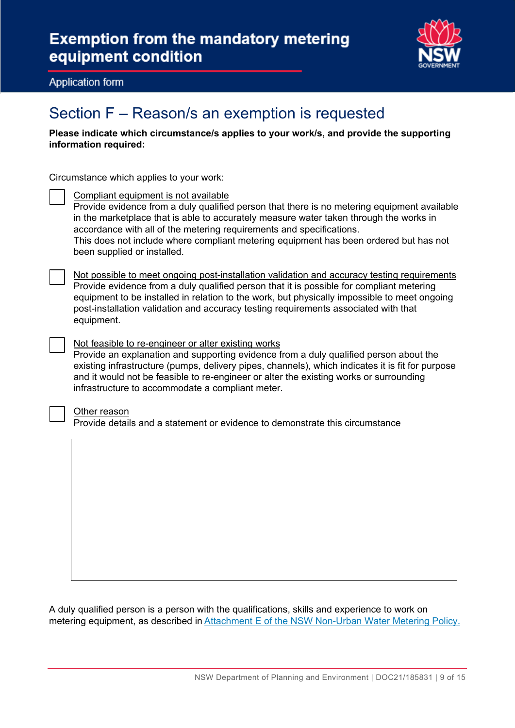## Section F – Reason/s an exemption is requested

**Please indicate which circumstance/s applies to your work/s, and provide the supporting information required:**

Circumstance which applies to your work:

- [ ] Compliant equipment is not available
  Provide evidence from a duly qualified person that there is no metering equipment available in the marketplace that is able to accurately measure water taken through the works in accordance with all of the metering requirements and specifications.
  This does not include where compliant metering equipment has been ordered but has not been supplied or installed.

- [ ] Not possible to meet ongoing post-installation validation and accuracy testing requirements
  Provide evidence from a duly qualified person that it is possible for compliant metering equipment to be installed in relation to the work, but physically impossible to meet ongoing post-installation validation and accuracy testing requirements associated with that equipment.

- [ ] Not feasible to re-engineer or alter existing works
  Provide an explanation and supporting evidence from a duly qualified person about the existing infrastructure (pumps, delivery pipes, channels), which indicates it is fit for purpose and it would not be feasible to re-engineer or alter the existing works or surrounding infrastructure to accommodate a compliant meter.

- [ ] Other reason
  Provide details and a statement or evidence to demonstrate this circumstance

| |
|---|
| |

A duly qualified person is a person with the qualifications, skills and experience to work on metering equipment, as described in Attachment E of the NSW Non-Urban Water Metering Policy.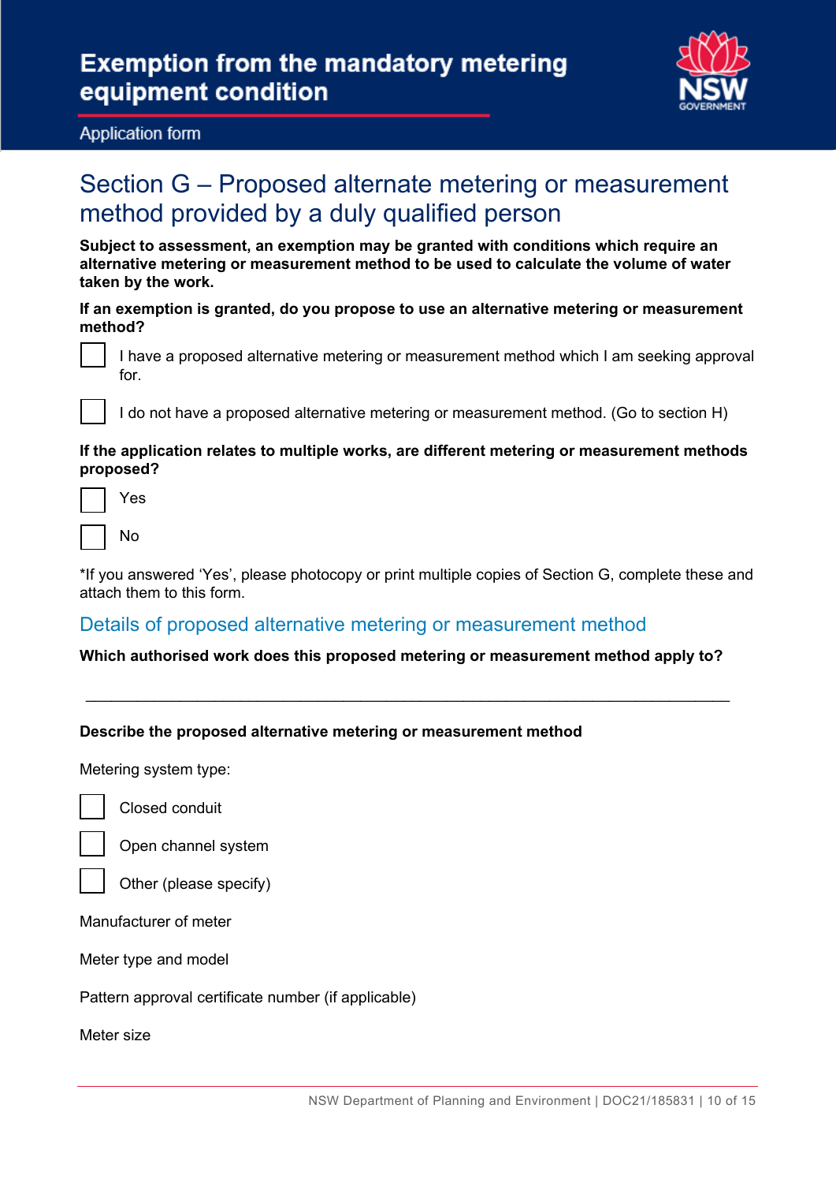# Section G – Proposed alternate metering or measurement method provided by a duly qualified person

**Subject to assessment, an exemption may be granted with conditions which require an alternative metering or measurement method to be used to calculate the volume of water taken by the work.**

**If an exemption is granted, do you propose to use an alternative metering or measurement method?**

☐ I have a proposed alternative metering or measurement method which I am seeking approval for.

☐ I do not have a proposed alternative metering or measurement method. (Go to section H)

**If the application relates to multiple works, are different metering or measurement methods proposed?**

☐ Yes

☐ No

*If you answered 'Yes', please photocopy or print multiple copies of Section G, complete these and attach them to this form.

## Details of proposed alternative metering or measurement method

**Which authorised work does this proposed metering or measurement method apply to?**

______________________________________________________________________________

**Describe the proposed alternative metering or measurement method**

Metering system type:

☐ Closed conduit

☐ Open channel system

☐ Other (please specify)

Manufacturer of meter

Meter type and model

Pattern approval certificate number (if applicable)

Meter size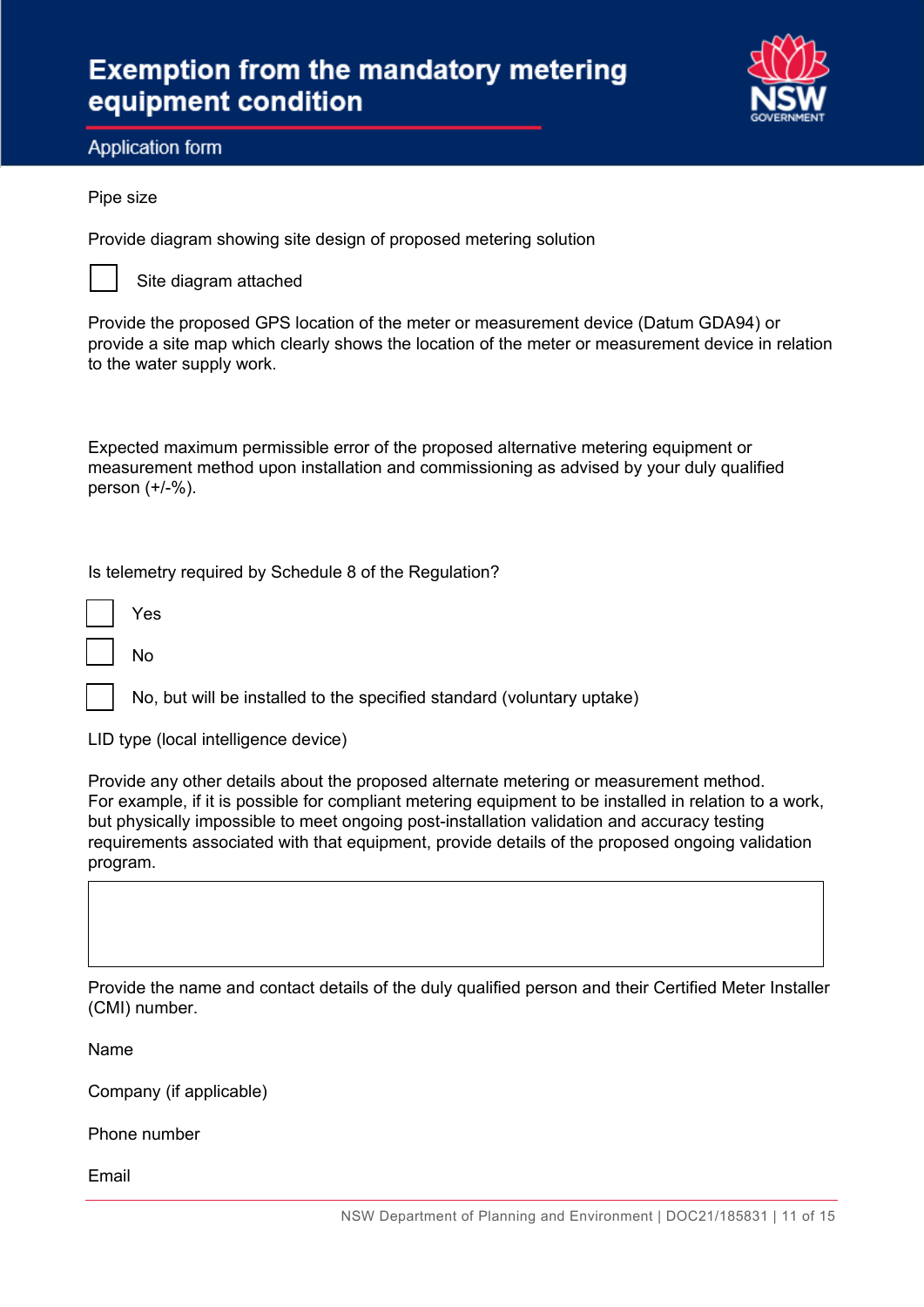Pipe size

Provide diagram showing site design of proposed metering solution

☐ Site diagram attached

Provide the proposed GPS location of the meter or measurement device (Datum GDA94) or provide a site map which clearly shows the location of the meter or measurement device in relation to the water supply work.

Expected maximum permissible error of the proposed alternative metering equipment or measurement method upon installation and commissioning as advised by your duly qualified person (+/-%).

Is telemetry required by Schedule 8 of the Regulation?

☐ Yes

☐ No

☐ No, but will be installed to the specified standard (voluntary uptake)

LID type (local intelligence device)

Provide any other details about the proposed alternate metering or measurement method. For example, if it is possible for compliant metering equipment to be installed in relation to a work, but physically impossible to meet ongoing post-installation validation and accuracy testing requirements associated with that equipment, provide details of the proposed ongoing validation program.

Provide the name and contact details of the duly qualified person and their Certified Meter Installer (CMI) number.

Name

Company (if applicable)

Phone number

Email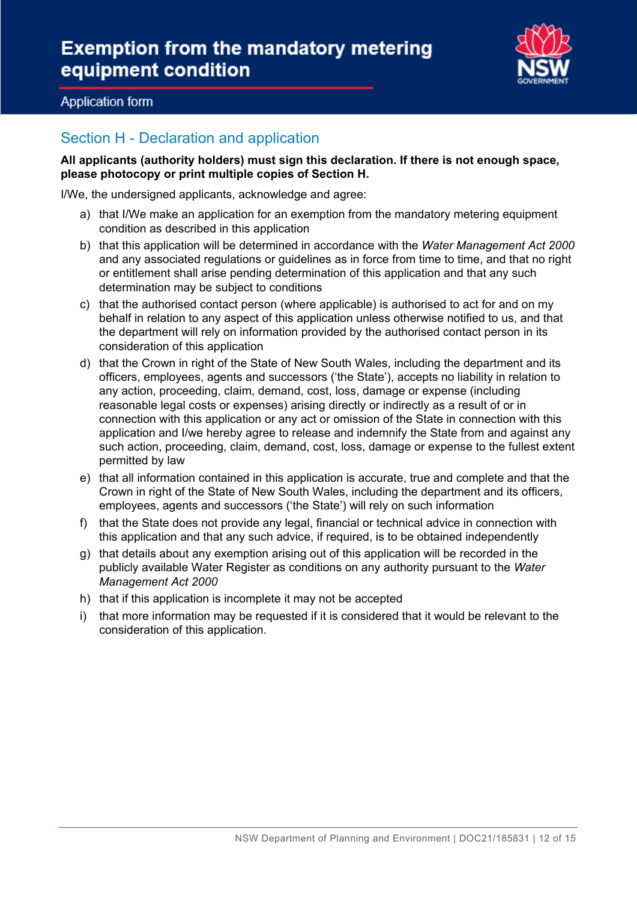## Section H - Declaration and application

**All applicants (authority holders) must sign this declaration. If there is not enough space, please photocopy or print multiple copies of Section H.**

I/We, the undersigned applicants, acknowledge and agree:

a) that I/We make an application for an exemption from the mandatory metering equipment condition as described in this application

b) that this application will be determined in accordance with the *Water Management Act 2000* and any associated regulations or guidelines as in force from time to time, and that no right or entitlement shall arise pending determination of this application and that any such determination may be subject to conditions

c) that the authorised contact person (where applicable) is authorised to act for and on my behalf in relation to any aspect of this application unless otherwise notified to us, and that the department will rely on information provided by the authorised contact person in its consideration of this application

d) that the Crown in right of the State of New South Wales, including the department and its officers, employees, agents and successors ('the State'), accepts no liability in relation to any action, proceeding, claim, demand, cost, loss, damage or expense (including reasonable legal costs or expenses) arising directly or indirectly as a result of or in connection with this application or any act or omission of the State in connection with this application and I/we hereby agree to release and indemnify the State from and against any such action, proceeding, claim, demand, cost, loss, damage or expense to the fullest extent permitted by law

e) that all information contained in this application is accurate, true and complete and that the Crown in right of the State of New South Wales, including the department and its officers, employees, agents and successors ('the State') will rely on such information

f) that the State does not provide any legal, financial or technical advice in connection with this application and that any such advice, if required, is to be obtained independently

g) that details about any exemption arising out of this application will be recorded in the publicly available Water Register as conditions on any authority pursuant to the *Water Management Act 2000*

h) that if this application is incomplete it may not be accepted

i) that more information may be requested if it is considered that it would be relevant to the consideration of this application.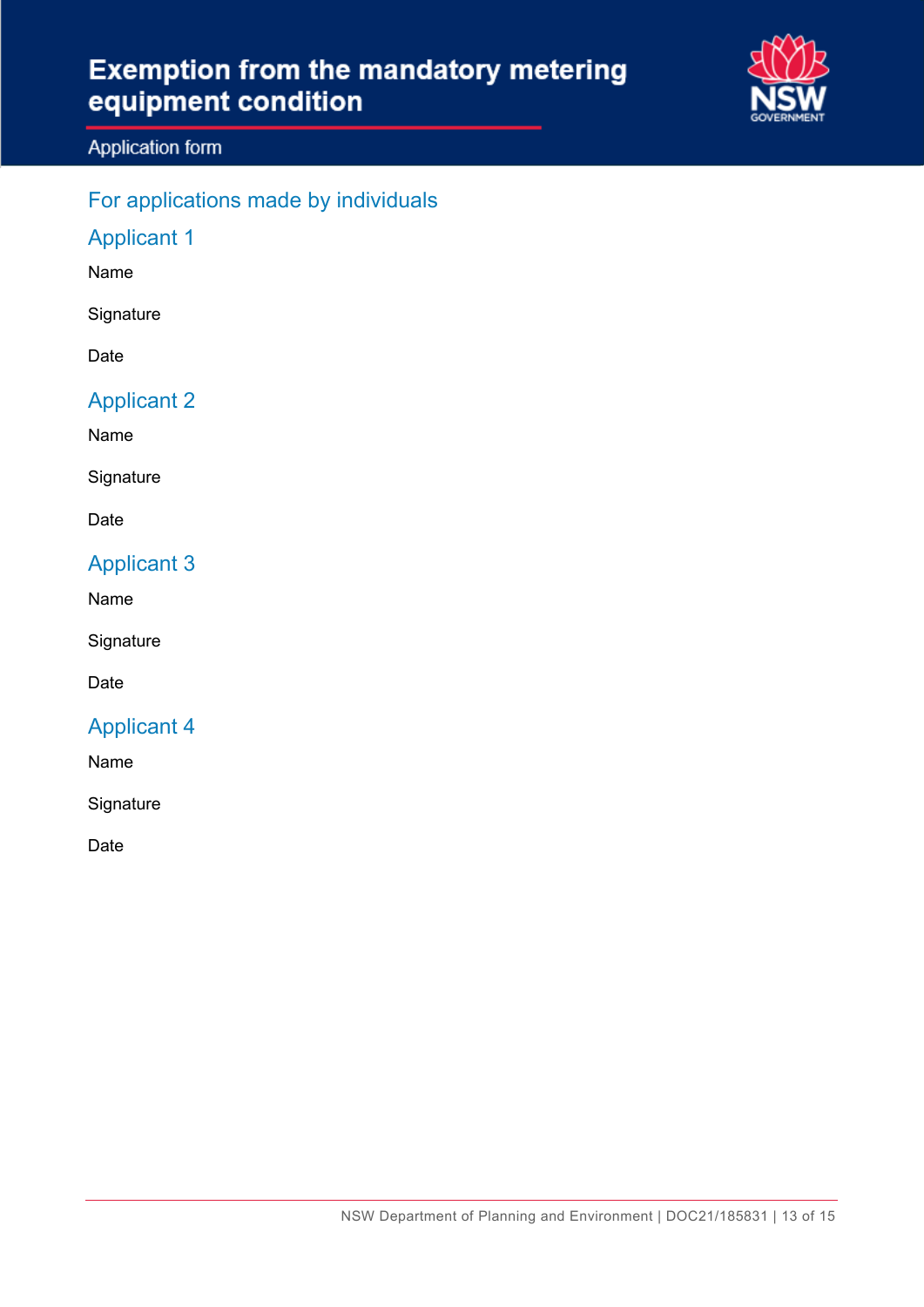## For applications made by individuals

### Applicant 1

Name

Signature

Date

### Applicant 2

Name

Signature

Date

### Applicant 3

Name

Signature

Date

### Applicant 4

Name

Signature

Date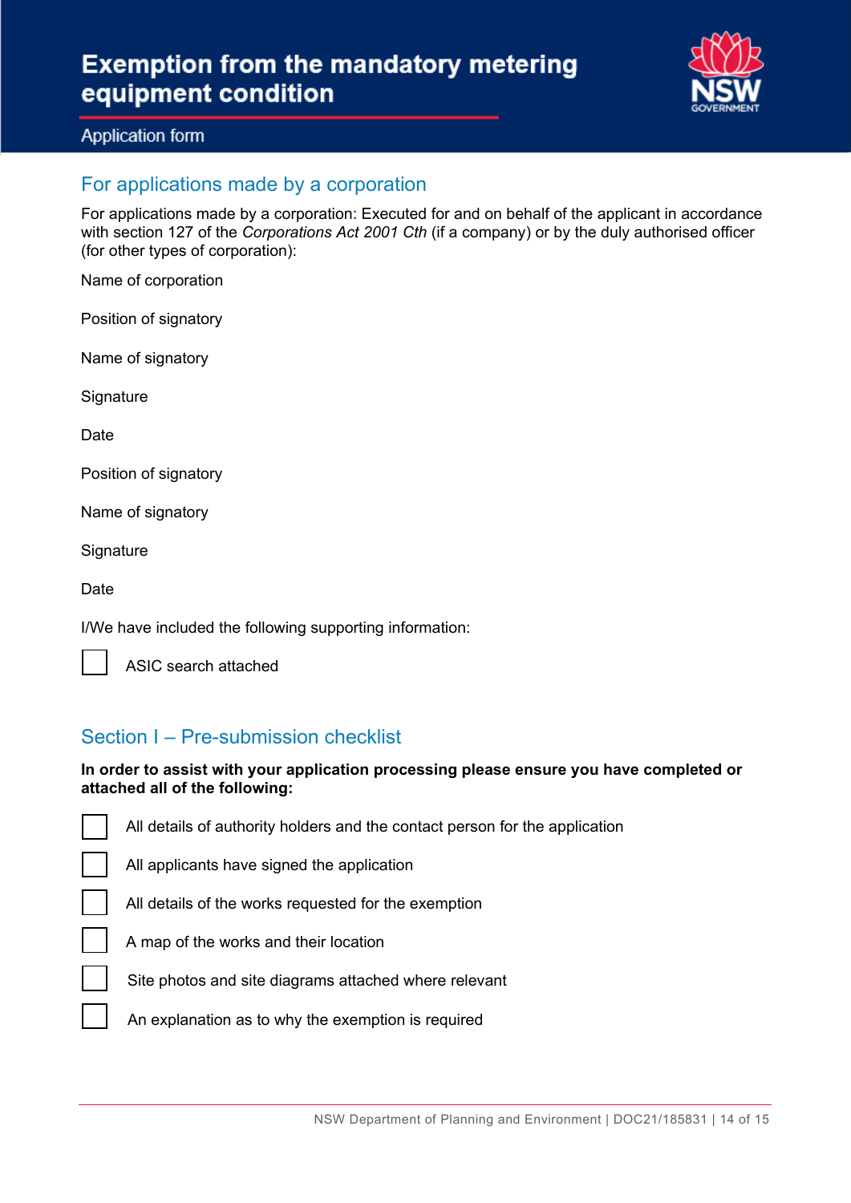## For applications made by a corporation

For applications made by a corporation: Executed for and on behalf of the applicant in accordance with section 127 of the *Corporations Act 2001 Cth* (if a company) or by the duly authorised officer (for other types of corporation):

Name of corporation

Position of signatory

Name of signatory

Signature

Date

Position of signatory

Name of signatory

Signature

Date

I/We have included the following supporting information:

- [ ] ASIC search attached

## Section I – Pre-submission checklist

**In order to assist with your application processing please ensure you have completed or attached all of the following:**

- [ ] All details of authority holders and the contact person for the application
- [ ] All applicants have signed the application
- [ ] All details of the works requested for the exemption
- [ ] A map of the works and their location
- [ ] Site photos and site diagrams attached where relevant
- [ ] An explanation as to why the exemption is required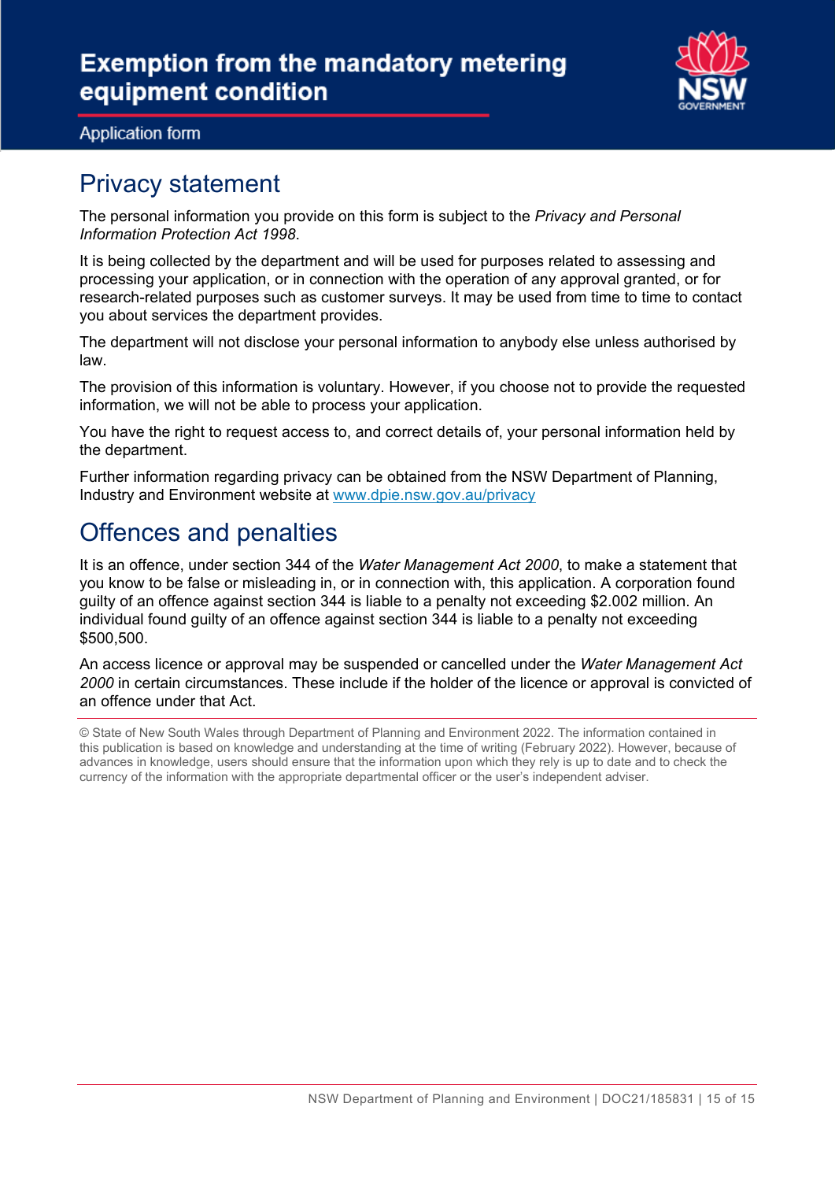# Privacy statement

The personal information you provide on this form is subject to the *Privacy and Personal Information Protection Act 1998*.

It is being collected by the department and will be used for purposes related to assessing and processing your application, or in connection with the operation of any approval granted, or for research-related purposes such as customer surveys. It may be used from time to time to contact you about services the department provides.

The department will not disclose your personal information to anybody else unless authorised by law.

The provision of this information is voluntary. However, if you choose not to provide the requested information, we will not be able to process your application.

You have the right to request access to, and correct details of, your personal information held by the department.

Further information regarding privacy can be obtained from the NSW Department of Planning, Industry and Environment website at [www.dpie.nsw.gov.au/privacy](http://www.dpie.nsw.gov.au/privacy)

# Offences and penalties

It is an offence, under section 344 of the *Water Management Act 2000*, to make a statement that you know to be false or misleading in, or in connection with, this application. A corporation found guilty of an offence against section 344 is liable to a penalty not exceeding $2.002 million. An individual found guilty of an offence against section 344 is liable to a penalty not exceeding $500,500.

An access licence or approval may be suspended or cancelled under the *Water Management Act 2000* in certain circumstances. These include if the holder of the licence or approval is convicted of an offence under that Act.

© State of New South Wales through Department of Planning and Environment 2022. The information contained in this publication is based on knowledge and understanding at the time of writing (February 2022). However, because of advances in knowledge, users should ensure that the information upon which they rely is up to date and to check the currency of the information with the appropriate departmental officer or the user's independent adviser.